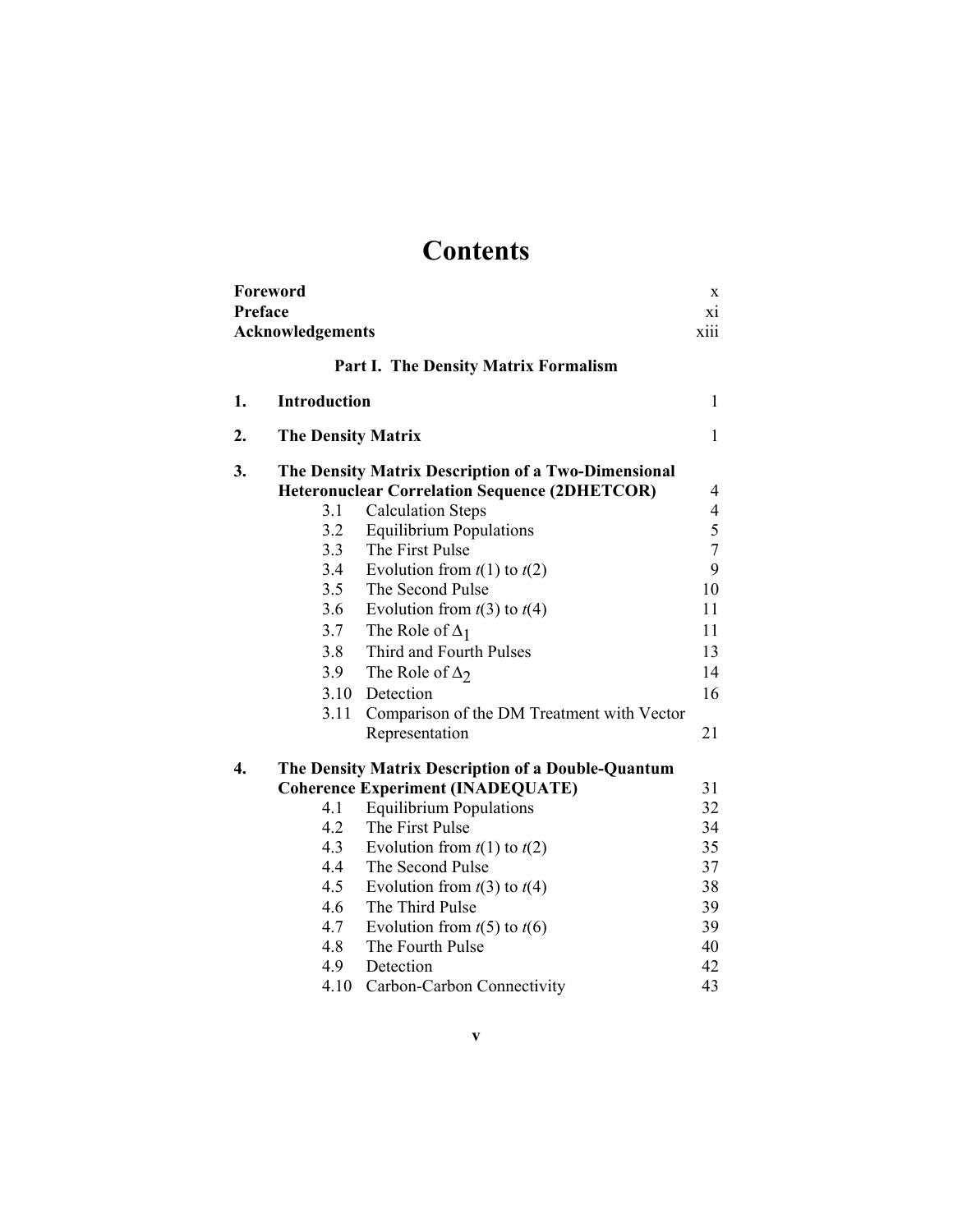# Contents

| | | |
|---|---|---|
| **Foreword** | | x |
| **Preface** | | xi |
| **Acknowledgements** | | xiii |

## Part I. The Density Matrix Formalism

| | | |
|---|---|---|
| **1.** | **Introduction** | 1 |
| **2.** | **The Density Matrix** | 1 |
| **3.** | **The Density Matrix Description of a Two-Dimensional Heteronuclear Correlation Sequence (2DHETCOR)** | 4 |
| 3.1 | Calculation Steps | 4 |
| 3.2 | Equilibrium Populations | 5 |
| 3.3 | The First Pulse | 7 |
| 3.4 | Evolution from *t*(1) to *t*(2) | 9 |
| 3.5 | The Second Pulse | 10 |
| 3.6 | Evolution from *t*(3) to *t*(4) | 11 |
| 3.7 | The Role of $\Delta_1$ | 11 |
| 3.8 | Third and Fourth Pulses | 13 |
| 3.9 | The Role of $\Delta_2$ | 14 |
| 3.10 | Detection | 16 |
| 3.11 | Comparison of the DM Treatment with Vector Representation | 21 |
| **4.** | **The Density Matrix Description of a Double-Quantum Coherence Experiment (INADEQUATE)** | 31 |
| 4.1 | Equilibrium Populations | 32 |
| 4.2 | The First Pulse | 34 |
| 4.3 | Evolution from *t*(1) to *t*(2) | 35 |
| 4.4 | The Second Pulse | 37 |
| 4.5 | Evolution from *t*(3) to *t*(4) | 38 |
| 4.6 | The Third Pulse | 39 |
| 4.7 | Evolution from *t*(5) to *t*(6) | 39 |
| 4.8 | The Fourth Pulse | 40 |
| 4.9 | Detection | 42 |
| 4.10 | Carbon-Carbon Connectivity | 43 |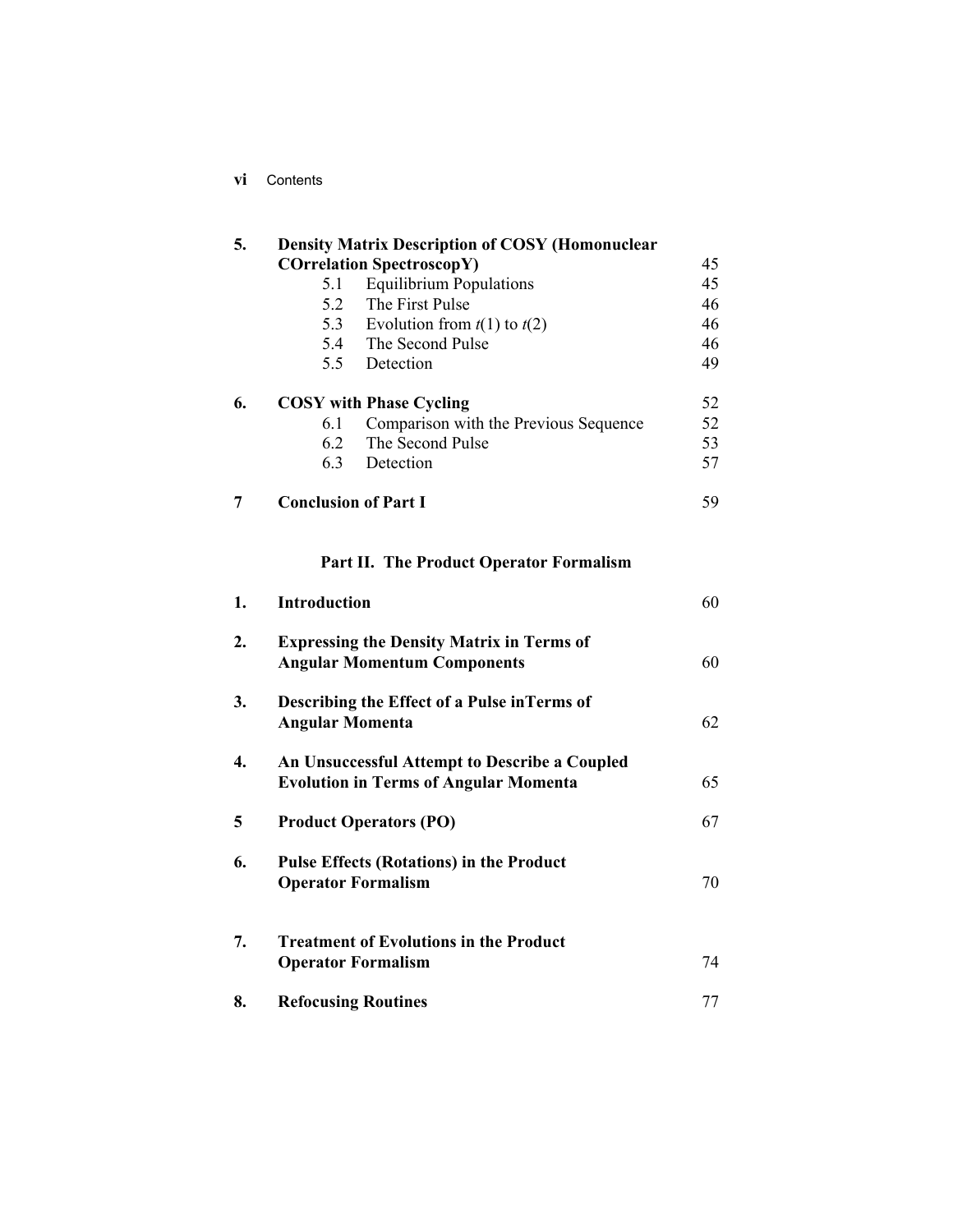| | | |
|---|---|---|
| **5.** | **Density Matrix Description of COSY (Homonuclear COrrelation SpectroscopY)** | 45 |
| | 5.1 Equilibrium Populations | 45 |
| | 5.2 The First Pulse | 46 |
| | 5.3 Evolution from $t(1)$ to $t(2)$ | 46 |
| | 5.4 The Second Pulse | 46 |
| | 5.5 Detection | 49 |
| **6.** | **COSY with Phase Cycling** | 52 |
| | 6.1 Comparison with the Previous Sequence | 52 |
| | 6.2 The Second Pulse | 53 |
| | 6.3 Detection | 57 |
| **7** | **Conclusion of Part I** | 59 |

## Part II. The Product Operator Formalism

| | | |
|---|---|---|
| **1.** | **Introduction** | 60 |
| **2.** | **Expressing the Density Matrix in Terms of Angular Momentum Components** | 60 |
| **3.** | **Describing the Effect of a Pulse inTerms of Angular Momenta** | 62 |
| **4.** | **An Unsuccessful Attempt to Describe a Coupled Evolution in Terms of Angular Momenta** | 65 |
| **5** | **Product Operators (PO)** | 67 |
| **6.** | **Pulse Effects (Rotations) in the Product Operator Formalism** | 70 |
| **7.** | **Treatment of Evolutions in the Product Operator Formalism** | 74 |
| **8.** | **Refocusing Routines** | 77 |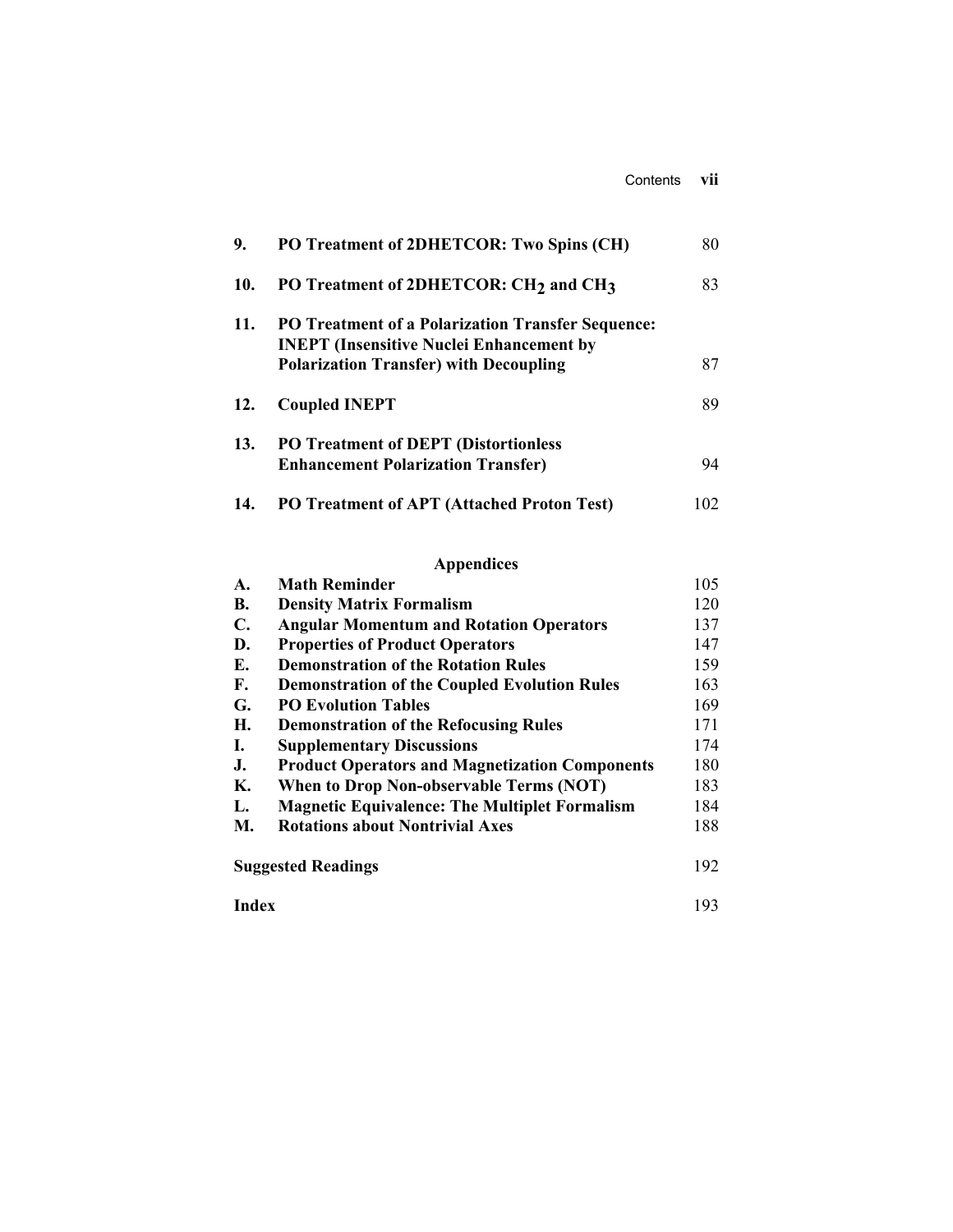| | | |
|---|---|---|
| **9.** | **PO Treatment of 2DHETCOR: Two Spins (CH)** | 80 |
| **10.** | **PO Treatment of 2DHETCOR: $CH_2$ and $CH_3$** | 83 |
| **11.** | **PO Treatment of a Polarization Transfer Sequence: INEPT (Insensitive Nuclei Enhancement by Polarization Transfer) with Decoupling** | 87 |
| **12.** | **Coupled INEPT** | 89 |
| **13.** | **PO Treatment of DEPT (Distortionless Enhancement Polarization Transfer)** | 94 |
| **14.** | **PO Treatment of APT (Attached Proton Test)** | 102 |

## Appendices

| | | |
|---|---|---|
| **A.** | **Math Reminder** | 105 |
| **B.** | **Density Matrix Formalism** | 120 |
| **C.** | **Angular Momentum and Rotation Operators** | 137 |
| **D.** | **Properties of Product Operators** | 147 |
| **E.** | **Demonstration of the Rotation Rules** | 159 |
| **F.** | **Demonstration of the Coupled Evolution Rules** | 163 |
| **G.** | **PO Evolution Tables** | 169 |
| **H.** | **Demonstration of the Refocusing Rules** | 171 |
| **I.** | **Supplementary Discussions** | 174 |
| **J.** | **Product Operators and Magnetization Components** | 180 |
| **K.** | **When to Drop Non-observable Terms (NOT)** | 183 |
| **L.** | **Magnetic Equivalence: The Multiplet Formalism** | 184 |
| **M.** | **Rotations about Nontrivial Axes** | 188 |

**Suggested Readings** 192

**Index** 193